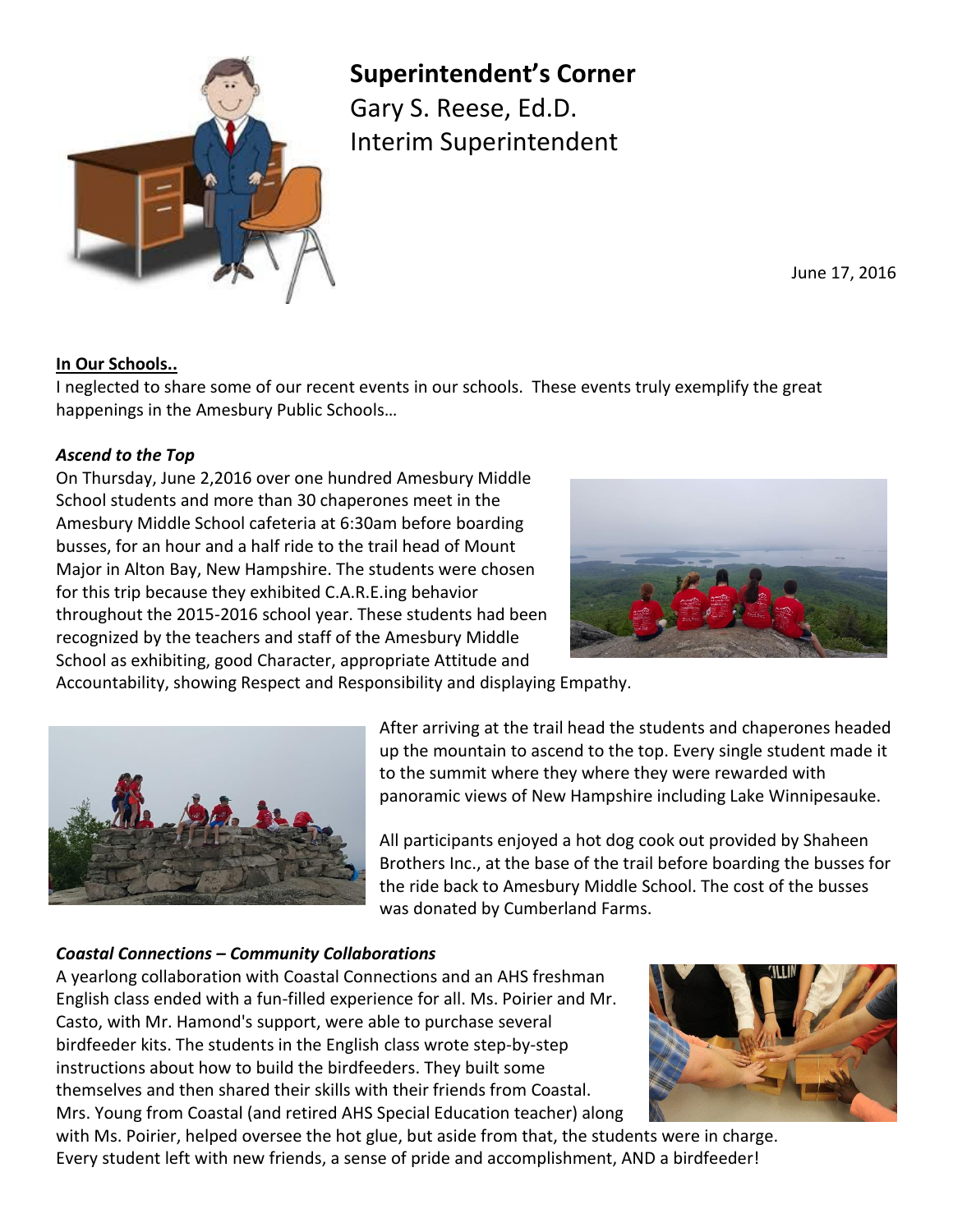# Superintendent's Corner

Gary S. Reese, Ed.D.
Interim Superintendent

June 17, 2016

**In Our Schools..**

I neglected to share some of our recent events in our schools. These events truly exemplify the great happenings in the Amesbury Public Schools…

***Ascend to the Top***

On Thursday, June 2,2016 over one hundred Amesbury Middle School students and more than 30 chaperones meet in the Amesbury Middle School cafeteria at 6:30am before boarding busses, for an hour and a half ride to the trail head of Mount Major in Alton Bay, New Hampshire. The students were chosen for this trip because they exhibited C.A.R.E.ing behavior throughout the 2015-2016 school year. These students had been recognized by the teachers and staff of the Amesbury Middle School as exhibiting, good Character, appropriate Attitude and Accountability, showing Respect and Responsibility and displaying Empathy.

After arriving at the trail head the students and chaperones headed up the mountain to ascend to the top. Every single student made it to the summit where they where they were rewarded with panoramic views of New Hampshire including Lake Winnipesauke.

All participants enjoyed a hot dog cook out provided by Shaheen Brothers Inc., at the base of the trail before boarding the busses for the ride back to Amesbury Middle School. The cost of the busses was donated by Cumberland Farms.

***Coastal Connections – Community Collaborations***

A yearlong collaboration with Coastal Connections and an AHS freshman English class ended with a fun-filled experience for all. Ms. Poirier and Mr. Casto, with Mr. Hamond's support, were able to purchase several birdfeeder kits. The students in the English class wrote step-by-step instructions about how to build the birdfeeders. They built some themselves and then shared their skills with their friends from Coastal. Mrs. Young from Coastal (and retired AHS Special Education teacher) along with Ms. Poirier, helped oversee the hot glue, but aside from that, the students were in charge. Every student left with new friends, a sense of pride and accomplishment, AND a birdfeeder!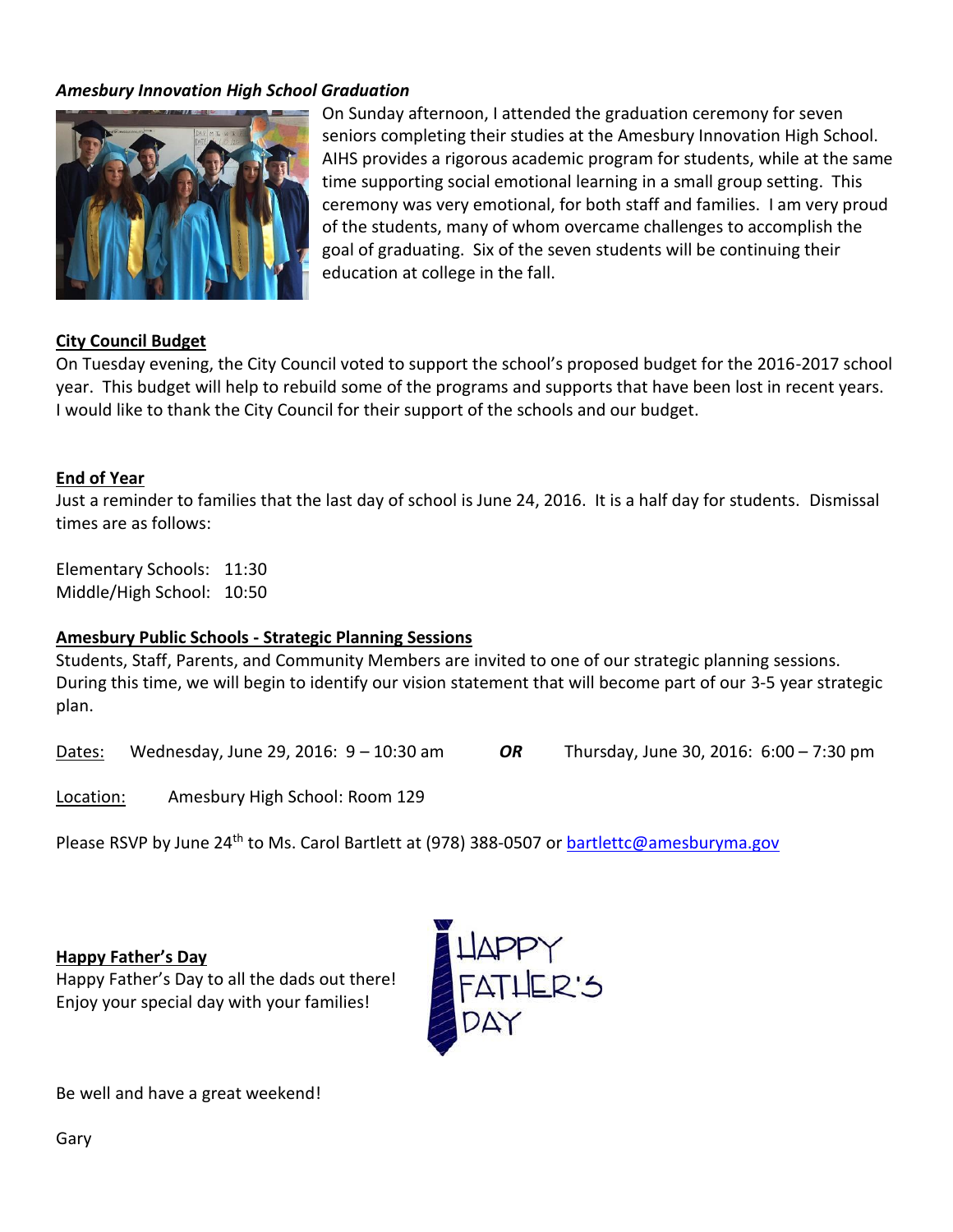***Amesbury Innovation High School Graduation***

On Sunday afternoon, I attended the graduation ceremony for seven seniors completing their studies at the Amesbury Innovation High School. AIHS provides a rigorous academic program for students, while at the same time supporting social emotional learning in a small group setting. This ceremony was very emotional, for both staff and families. I am very proud of the students, many of whom overcame challenges to accomplish the goal of graduating. Six of the seven students will be continuing their education at college in the fall.

**City Council Budget**

On Tuesday evening, the City Council voted to support the school's proposed budget for the 2016-2017 school year. This budget will help to rebuild some of the programs and supports that have been lost in recent years. I would like to thank the City Council for their support of the schools and our budget.

**End of Year**

Just a reminder to families that the last day of school is June 24, 2016. It is a half day for students. Dismissal times are as follows:

Elementary Schools: 11:30
Middle/High School: 10:50

**Amesbury Public Schools - Strategic Planning Sessions**

Students, Staff, Parents, and Community Members are invited to one of our strategic planning sessions. During this time, we will begin to identify our vision statement that will become part of our 3-5 year strategic plan.

Dates: Wednesday, June 29, 2016: 9 – 10:30 am ***OR*** Thursday, June 30, 2016: 6:00 – 7:30 pm

Location: Amesbury High School: Room 129

Please RSVP by June 24th to Ms. Carol Bartlett at (978) 388-0507 or bartlettc@amesburyma.gov

**Happy Father's Day**

Happy Father's Day to all the dads out there!
Enjoy your special day with your families!

Be well and have a great weekend!

Gary